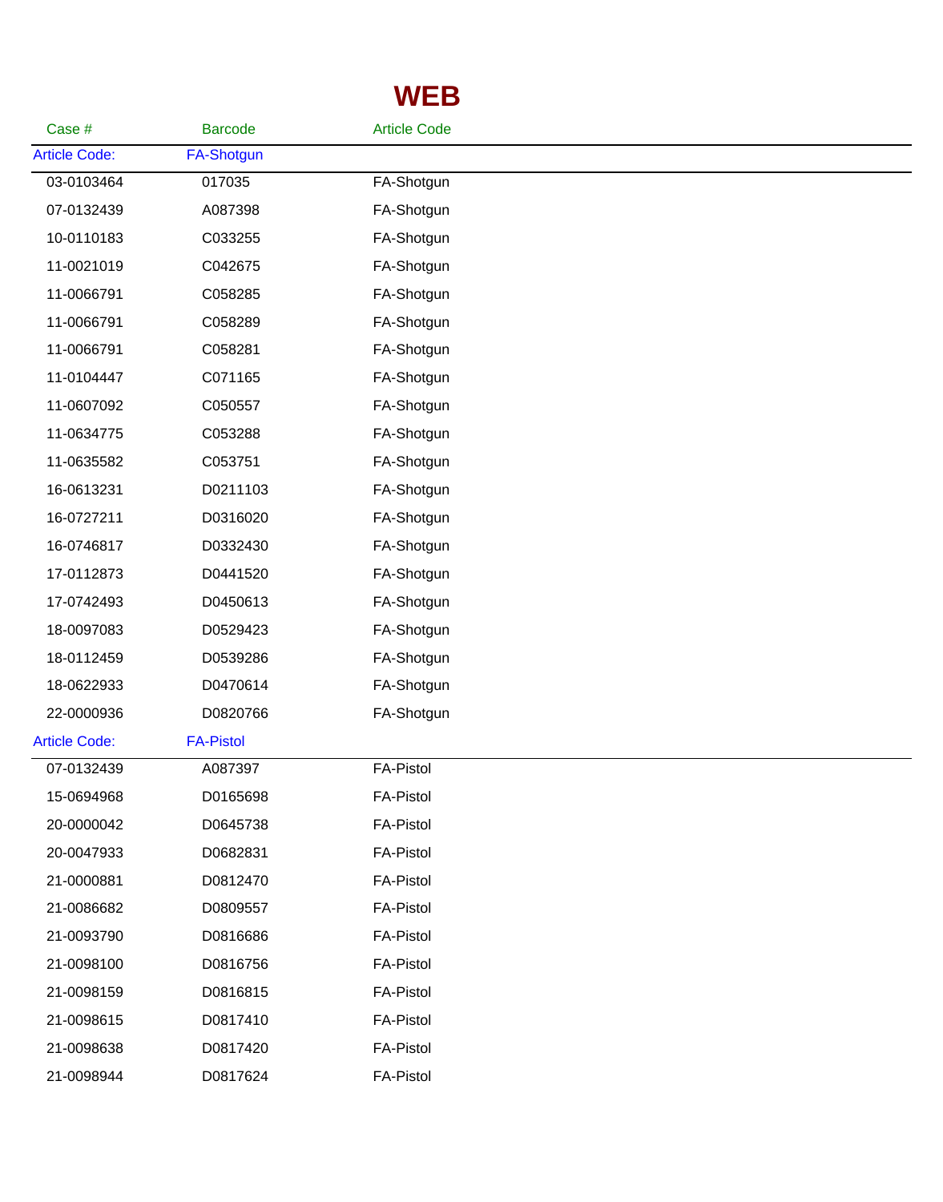# WEB

| Case # | Barcode | Article Code |
|---|---|---|
| Article Code: | FA-Shotgun | |
| 03-0103464 | 017035 | FA-Shotgun |
| 07-0132439 | A087398 | FA-Shotgun |
| 10-0110183 | C033255 | FA-Shotgun |
| 11-0021019 | C042675 | FA-Shotgun |
| 11-0066791 | C058285 | FA-Shotgun |
| 11-0066791 | C058289 | FA-Shotgun |
| 11-0066791 | C058281 | FA-Shotgun |
| 11-0104447 | C071165 | FA-Shotgun |
| 11-0607092 | C050557 | FA-Shotgun |
| 11-0634775 | C053288 | FA-Shotgun |
| 11-0635582 | C053751 | FA-Shotgun |
| 16-0613231 | D0211103 | FA-Shotgun |
| 16-0727211 | D0316020 | FA-Shotgun |
| 16-0746817 | D0332430 | FA-Shotgun |
| 17-0112873 | D0441520 | FA-Shotgun |
| 17-0742493 | D0450613 | FA-Shotgun |
| 18-0097083 | D0529423 | FA-Shotgun |
| 18-0112459 | D0539286 | FA-Shotgun |
| 18-0622933 | D0470614 | FA-Shotgun |
| 22-0000936 | D0820766 | FA-Shotgun |
| Article Code: | FA-Pistol | |
| 07-0132439 | A087397 | FA-Pistol |
| 15-0694968 | D0165698 | FA-Pistol |
| 20-0000042 | D0645738 | FA-Pistol |
| 20-0047933 | D0682831 | FA-Pistol |
| 21-0000881 | D0812470 | FA-Pistol |
| 21-0086682 | D0809557 | FA-Pistol |
| 21-0093790 | D0816686 | FA-Pistol |
| 21-0098100 | D0816756 | FA-Pistol |
| 21-0098159 | D0816815 | FA-Pistol |
| 21-0098615 | D0817410 | FA-Pistol |
| 21-0098638 | D0817420 | FA-Pistol |
| 21-0098944 | D0817624 | FA-Pistol |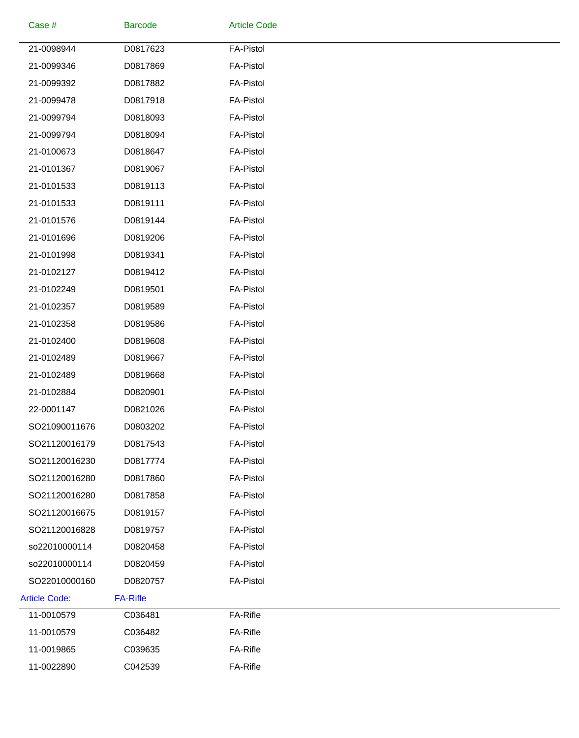| Case # | Barcode | Article Code |
|---|---|---|
| 21-0098944 | D0817623 | FA-Pistol |
| 21-0099346 | D0817869 | FA-Pistol |
| 21-0099392 | D0817882 | FA-Pistol |
| 21-0099478 | D0817918 | FA-Pistol |
| 21-0099794 | D0818093 | FA-Pistol |
| 21-0099794 | D0818094 | FA-Pistol |
| 21-0100673 | D0818647 | FA-Pistol |
| 21-0101367 | D0819067 | FA-Pistol |
| 21-0101533 | D0819113 | FA-Pistol |
| 21-0101533 | D0819111 | FA-Pistol |
| 21-0101576 | D0819144 | FA-Pistol |
| 21-0101696 | D0819206 | FA-Pistol |
| 21-0101998 | D0819341 | FA-Pistol |
| 21-0102127 | D0819412 | FA-Pistol |
| 21-0102249 | D0819501 | FA-Pistol |
| 21-0102357 | D0819589 | FA-Pistol |
| 21-0102358 | D0819586 | FA-Pistol |
| 21-0102400 | D0819608 | FA-Pistol |
| 21-0102489 | D0819667 | FA-Pistol |
| 21-0102489 | D0819668 | FA-Pistol |
| 21-0102884 | D0820901 | FA-Pistol |
| 22-0001147 | D0821026 | FA-Pistol |
| SO21090011676 | D0803202 | FA-Pistol |
| SO21120016179 | D0817543 | FA-Pistol |
| SO21120016230 | D0817774 | FA-Pistol |
| SO21120016280 | D0817860 | FA-Pistol |
| SO21120016280 | D0817858 | FA-Pistol |
| SO21120016675 | D0819157 | FA-Pistol |
| SO21120016828 | D0819757 | FA-Pistol |
| so22010000114 | D0820458 | FA-Pistol |
| so22010000114 | D0820459 | FA-Pistol |
| SO22010000160 | D0820757 | FA-Pistol |

Article Code: FA-Rifle

| Case # | Barcode | Article Code |
|---|---|---|
| 11-0010579 | C036481 | FA-Rifle |
| 11-0010579 | C036482 | FA-Rifle |
| 11-0019865 | C039635 | FA-Rifle |
| 11-0022890 | C042539 | FA-Rifle |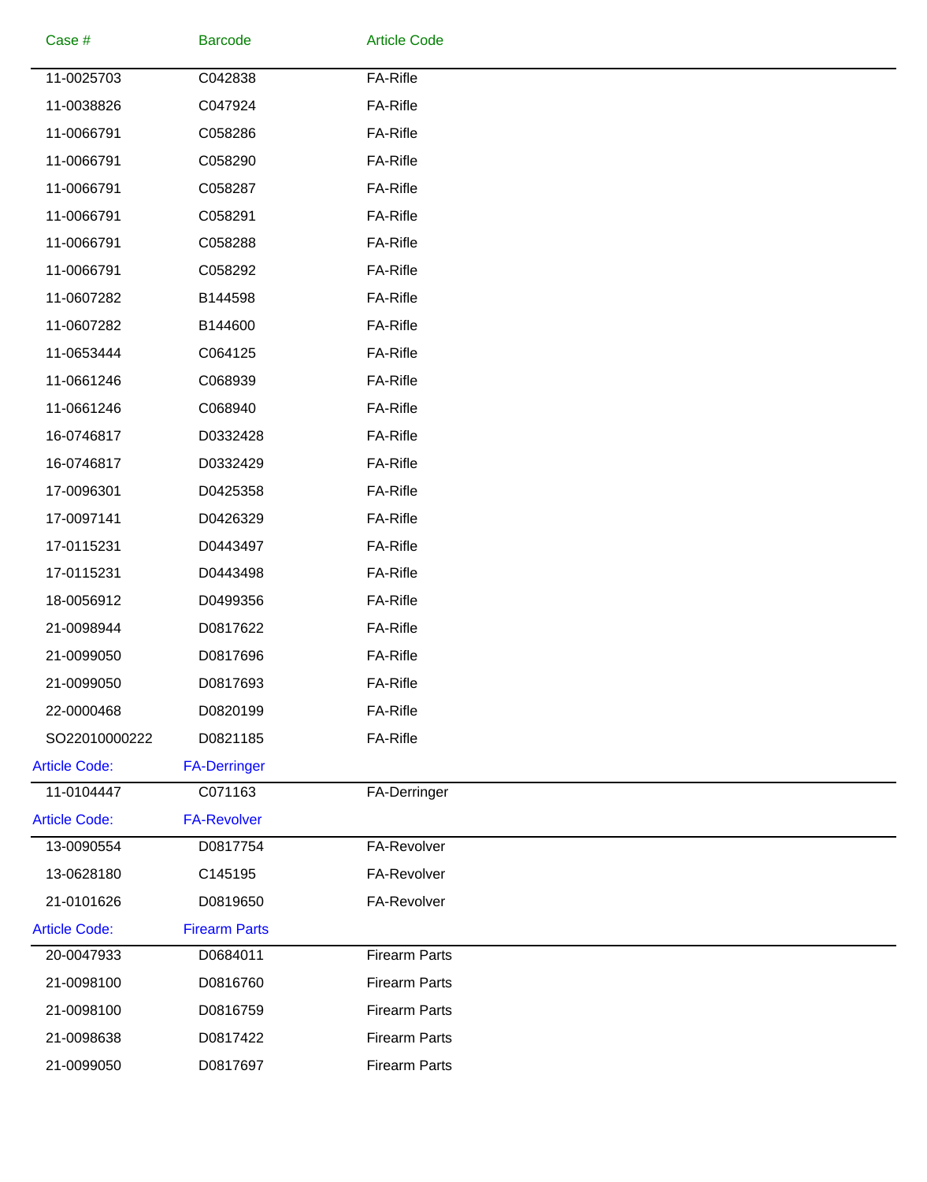| Case # | Barcode | Article Code |
|---|---|---|
| 11-0025703 | C042838 | FA-Rifle |
| 11-0038826 | C047924 | FA-Rifle |
| 11-0066791 | C058286 | FA-Rifle |
| 11-0066791 | C058290 | FA-Rifle |
| 11-0066791 | C058287 | FA-Rifle |
| 11-0066791 | C058291 | FA-Rifle |
| 11-0066791 | C058288 | FA-Rifle |
| 11-0066791 | C058292 | FA-Rifle |
| 11-0607282 | B144598 | FA-Rifle |
| 11-0607282 | B144600 | FA-Rifle |
| 11-0653444 | C064125 | FA-Rifle |
| 11-0661246 | C068939 | FA-Rifle |
| 11-0661246 | C068940 | FA-Rifle |
| 16-0746817 | D0332428 | FA-Rifle |
| 16-0746817 | D0332429 | FA-Rifle |
| 17-0096301 | D0425358 | FA-Rifle |
| 17-0097141 | D0426329 | FA-Rifle |
| 17-0115231 | D0443497 | FA-Rifle |
| 17-0115231 | D0443498 | FA-Rifle |
| 18-0056912 | D0499356 | FA-Rifle |
| 21-0098944 | D0817622 | FA-Rifle |
| 21-0099050 | D0817696 | FA-Rifle |
| 21-0099050 | D0817693 | FA-Rifle |
| 22-0000468 | D0820199 | FA-Rifle |
| SO22010000222 | D0821185 | FA-Rifle |

Article Code: FA-Derringer

| Case # | Barcode | Article Code |
|---|---|---|
| 11-0104447 | C071163 | FA-Derringer |

Article Code: FA-Revolver

| Case # | Barcode | Article Code |
|---|---|---|
| 13-0090554 | D0817754 | FA-Revolver |
| 13-0628180 | C145195 | FA-Revolver |
| 21-0101626 | D0819650 | FA-Revolver |

Article Code: Firearm Parts

| Case # | Barcode | Article Code |
|---|---|---|
| 20-0047933 | D0684011 | Firearm Parts |
| 21-0098100 | D0816760 | Firearm Parts |
| 21-0098100 | D0816759 | Firearm Parts |
| 21-0098638 | D0817422 | Firearm Parts |
| 21-0099050 | D0817697 | Firearm Parts |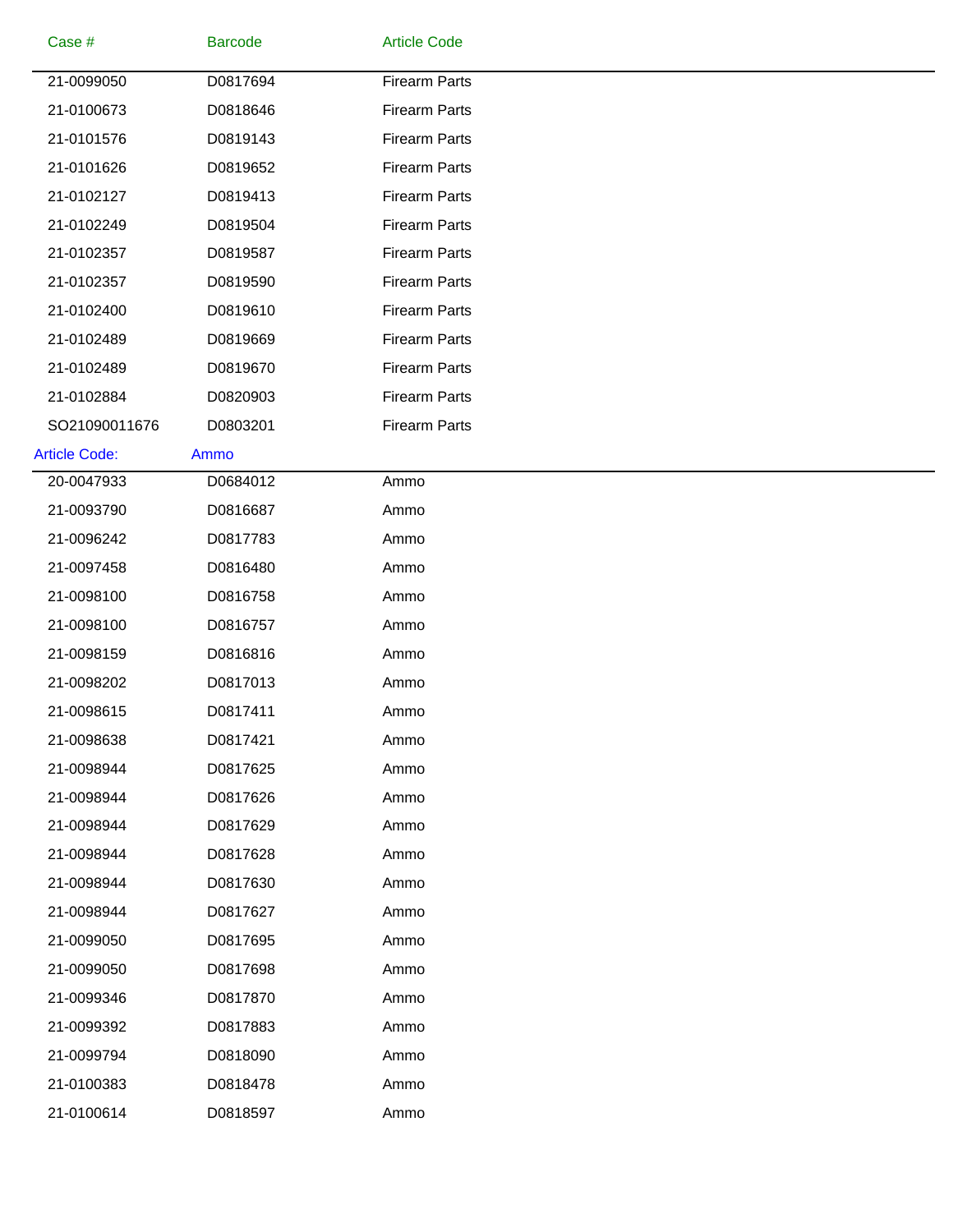| Case # | Barcode | Article Code |
|---|---|---|
| 21-0099050 | D0817694 | Firearm Parts |
| 21-0100673 | D0818646 | Firearm Parts |
| 21-0101576 | D0819143 | Firearm Parts |
| 21-0101626 | D0819652 | Firearm Parts |
| 21-0102127 | D0819413 | Firearm Parts |
| 21-0102249 | D0819504 | Firearm Parts |
| 21-0102357 | D0819587 | Firearm Parts |
| 21-0102357 | D0819590 | Firearm Parts |
| 21-0102400 | D0819610 | Firearm Parts |
| 21-0102489 | D0819669 | Firearm Parts |
| 21-0102489 | D0819670 | Firearm Parts |
| 21-0102884 | D0820903 | Firearm Parts |
| SO21090011676 | D0803201 | Firearm Parts |

Article Code: Ammo

| Case # | Barcode | Article Code |
|---|---|---|
| 20-0047933 | D0684012 | Ammo |
| 21-0093790 | D0816687 | Ammo |
| 21-0096242 | D0817783 | Ammo |
| 21-0097458 | D0816480 | Ammo |
| 21-0098100 | D0816758 | Ammo |
| 21-0098100 | D0816757 | Ammo |
| 21-0098159 | D0816816 | Ammo |
| 21-0098202 | D0817013 | Ammo |
| 21-0098615 | D0817411 | Ammo |
| 21-0098638 | D0817421 | Ammo |
| 21-0098944 | D0817625 | Ammo |
| 21-0098944 | D0817626 | Ammo |
| 21-0098944 | D0817629 | Ammo |
| 21-0098944 | D0817628 | Ammo |
| 21-0098944 | D0817630 | Ammo |
| 21-0098944 | D0817627 | Ammo |
| 21-0099050 | D0817695 | Ammo |
| 21-0099050 | D0817698 | Ammo |
| 21-0099346 | D0817870 | Ammo |
| 21-0099392 | D0817883 | Ammo |
| 21-0099794 | D0818090 | Ammo |
| 21-0100383 | D0818478 | Ammo |
| 21-0100614 | D0818597 | Ammo |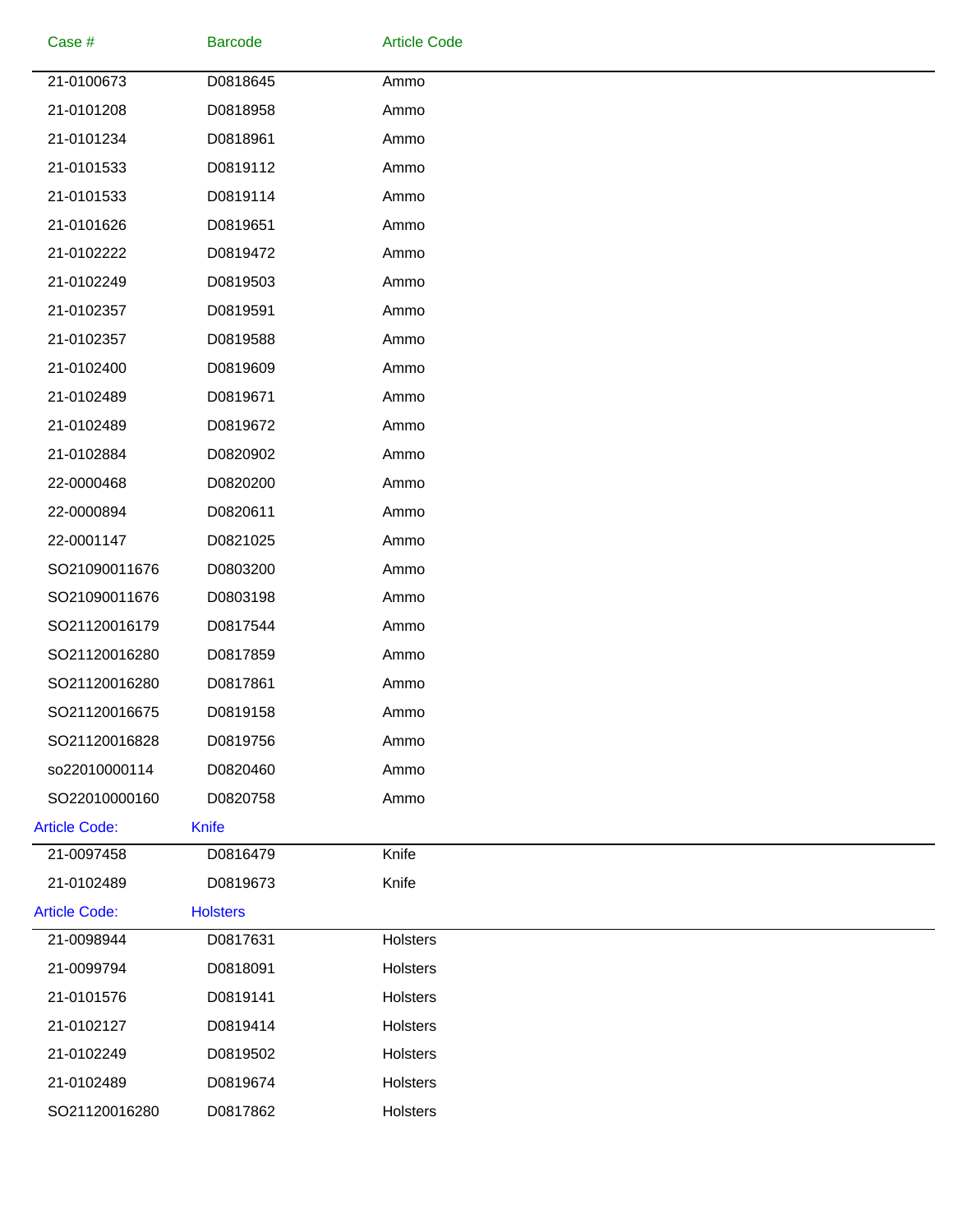| Case # | Barcode | Article Code |
|---|---|---|
| 21-0100673 | D0818645 | Ammo |
| 21-0101208 | D0818958 | Ammo |
| 21-0101234 | D0818961 | Ammo |
| 21-0101533 | D0819112 | Ammo |
| 21-0101533 | D0819114 | Ammo |
| 21-0101626 | D0819651 | Ammo |
| 21-0102222 | D0819472 | Ammo |
| 21-0102249 | D0819503 | Ammo |
| 21-0102357 | D0819591 | Ammo |
| 21-0102357 | D0819588 | Ammo |
| 21-0102400 | D0819609 | Ammo |
| 21-0102489 | D0819671 | Ammo |
| 21-0102489 | D0819672 | Ammo |
| 21-0102884 | D0820902 | Ammo |
| 22-0000468 | D0820200 | Ammo |
| 22-0000894 | D0820611 | Ammo |
| 22-0001147 | D0821025 | Ammo |
| SO21090011676 | D0803200 | Ammo |
| SO21090011676 | D0803198 | Ammo |
| SO21120016179 | D0817544 | Ammo |
| SO21120016280 | D0817859 | Ammo |
| SO21120016280 | D0817861 | Ammo |
| SO21120016675 | D0819158 | Ammo |
| SO21120016828 | D0819756 | Ammo |
| so22010000114 | D0820460 | Ammo |
| SO22010000160 | D0820758 | Ammo |

Article Code: Knife

| Case # | Barcode | Article Code |
|---|---|---|
| 21-0097458 | D0816479 | Knife |
| 21-0102489 | D0819673 | Knife |

Article Code: Holsters

| Case # | Barcode | Article Code |
|---|---|---|
| 21-0098944 | D0817631 | Holsters |
| 21-0099794 | D0818091 | Holsters |
| 21-0101576 | D0819141 | Holsters |
| 21-0102127 | D0819414 | Holsters |
| 21-0102249 | D0819502 | Holsters |
| 21-0102489 | D0819674 | Holsters |
| SO21120016280 | D0817862 | Holsters |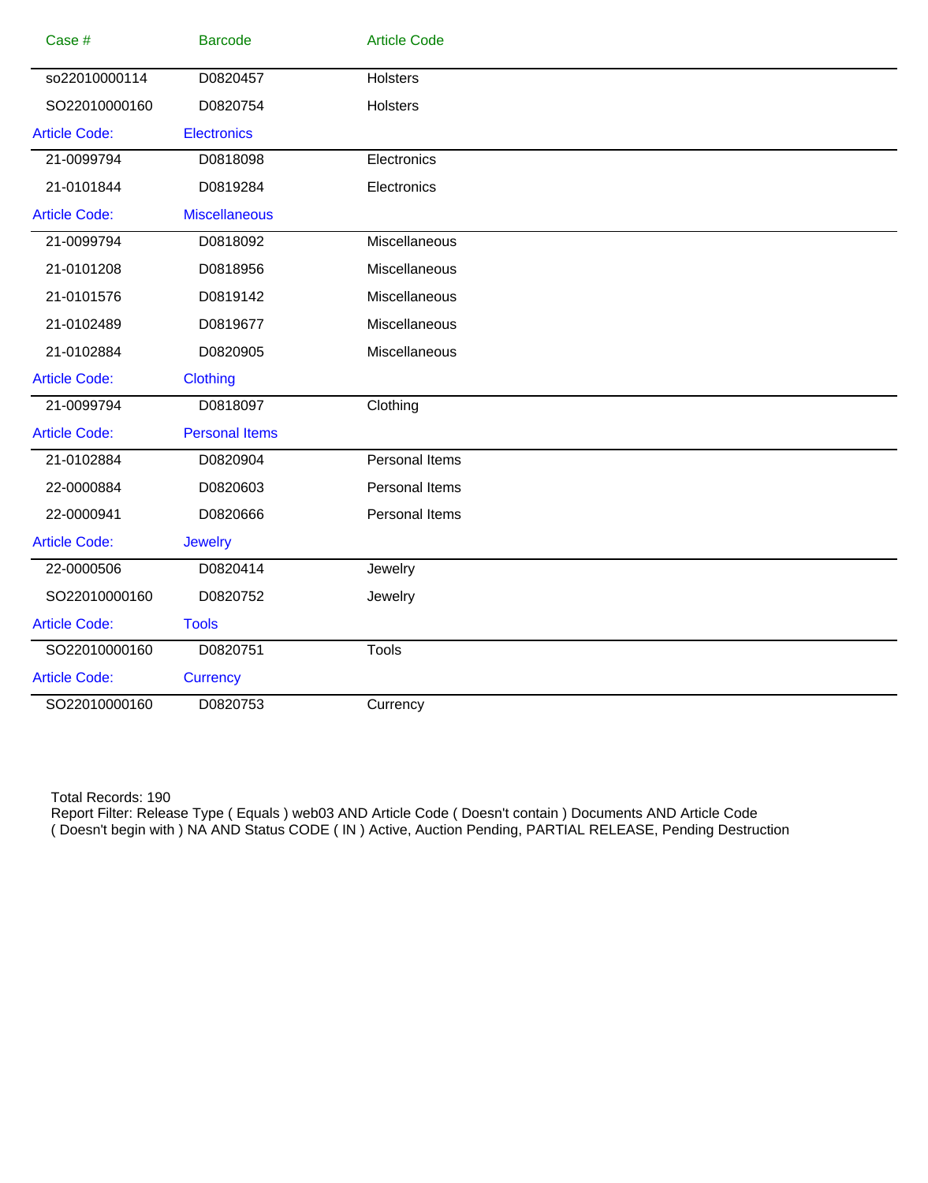| Case # | Barcode | Article Code |
| --- | --- | --- |
| so22010000114 | D0820457 | Holsters |
| SO22010000160 | D0820754 | Holsters |
| Article Code: | Electronics | |
| 21-0099794 | D0818098 | Electronics |
| 21-0101844 | D0819284 | Electronics |
| Article Code: | Miscellaneous | |
| 21-0099794 | D0818092 | Miscellaneous |
| 21-0101208 | D0818956 | Miscellaneous |
| 21-0101576 | D0819142 | Miscellaneous |
| 21-0102489 | D0819677 | Miscellaneous |
| 21-0102884 | D0820905 | Miscellaneous |
| Article Code: | Clothing | |
| 21-0099794 | D0818097 | Clothing |
| Article Code: | Personal Items | |
| 21-0102884 | D0820904 | Personal Items |
| 22-0000884 | D0820603 | Personal Items |
| 22-0000941 | D0820666 | Personal Items |
| Article Code: | Jewelry | |
| 22-0000506 | D0820414 | Jewelry |
| SO22010000160 | D0820752 | Jewelry |
| Article Code: | Tools | |
| SO22010000160 | D0820751 | Tools |
| Article Code: | Currency | |
| SO22010000160 | D0820753 | Currency |

Total Records: 190

Report Filter: Release Type ( Equals ) web03 AND Article Code ( Doesn't contain ) Documents AND Article Code ( Doesn't begin with ) NA AND Status CODE ( IN ) Active, Auction Pending, PARTIAL RELEASE, Pending Destruction